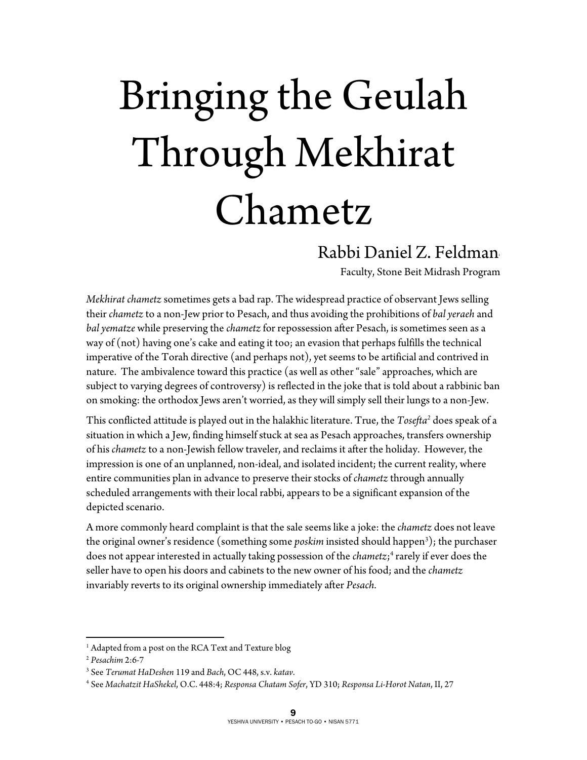# Bringing the Geulah Through Mekhirat Chametz

## Rabbi Daniel Z. Feldman[1]

Faculty, Stone Beit Midrash Program

*Mekhirat chametz* sometimes gets a bad rap. The widespread practice of observant Jews selling their *chametz* to a non-Jew prior to Pesach, and thus avoiding the prohibitions of *bal yeraeh* and *bal yematze* while preserving the *chametz* for repossession after Pesach, is sometimes seen as a way of (not) having one's cake and eating it too; an evasion that perhaps fulfills the technical imperative of the Torah directive (and perhaps not), yet seems to be artificial and contrived in nature. The ambivalence toward this practice (as well as other "sale" approaches, which are subject to varying degrees of controversy) is reflected in the joke that is told about a rabbinic ban on smoking: the orthodox Jews aren't worried, as they will simply sell their lungs to a non-Jew.

This conflicted attitude is played out in the halakhic literature. True, the *Tosefta*[2] does speak of a situation in which a Jew, finding himself stuck at sea as Pesach approaches, transfers ownership of his *chametz* to a non-Jewish fellow traveler, and reclaims it after the holiday. However, the impression is one of an unplanned, non-ideal, and isolated incident; the current reality, where entire communities plan in advance to preserve their stocks of *chametz* through annually scheduled arrangements with their local rabbi, appears to be a significant expansion of the depicted scenario.

A more commonly heard complaint is that the sale seems like a joke: the *chametz* does not leave the original owner's residence (something some *poskim* insisted should happen[3]); the purchaser does not appear interested in actually taking possession of the *chametz*;[4] rarely if ever does the seller have to open his doors and cabinets to the new owner of his food; and the *chametz* invariably reverts to its original ownership immediately after *Pesach*.

---

[1] Adapted from a post on the RCA Text and Texture blog

[2] *Pesachim* 2:6-7

[3] See *Terumat HaDeshen* 119 and *Bach*, OC 448, s.v. *katav*.

[4] See *Machatzit HaShekel*, O.C. 448:4; *Responsa Chatam Sofer*, YD 310; *Responsa Li-Horot Natan*, II, 27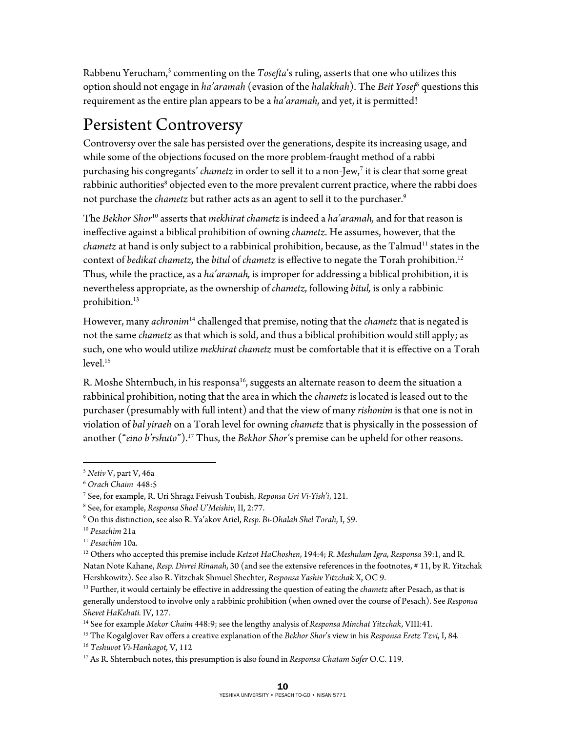Rabbenu Yerucham,[5] commenting on the *Tosefta*'s ruling, asserts that one who utilizes this option should not engage in *ha'aramah* (evasion of the *halakhah*). The *Beit Yosef*[6] questions this requirement as the entire plan appears to be a *ha'aramah,* and yet, it is permitted!

## Persistent Controversy

Controversy over the sale has persisted over the generations, despite its increasing usage, and while some of the objections focused on the more problem-fraught method of a rabbi purchasing his congregants' *chametz* in order to sell it to a non-Jew,[7] it is clear that some great rabbinic authorities[8] objected even to the more prevalent current practice, where the rabbi does not purchase the *chametz* but rather acts as an agent to sell it to the purchaser.[9]

The *Bekhor Shor*[10] asserts that *mekhirat chametz* is indeed a *ha'aramah,* and for that reason is ineffective against a biblical prohibition of owning *chametz.* He assumes, however, that the *chametz* at hand is only subject to a rabbinical prohibition, because, as the Talmud[11] states in the context of *bedikat chametz,* the *bitul* of *chametz* is effective to negate the Torah prohibition.[12] Thus, while the practice, as a *ha'aramah,* is improper for addressing a biblical prohibition, it is nevertheless appropriate, as the ownership of *chametz,* following *bitul,* is only a rabbinic prohibition.[13]

However, many *achronim*[14] challenged that premise, noting that the *chametz* that is negated is not the same *chametz* as that which is sold, and thus a biblical prohibition would still apply; as such, one who would utilize *mekhirat chametz* must be comfortable that it is effective on a Torah level.[15]

R. Moshe Shternbuch, in his responsa[16], suggests an alternate reason to deem the situation a rabbinical prohibition, noting that the area in which the *chametz* is located is leased out to the purchaser (presumably with full intent) and that the view of many *rishonim* is that one is not in violation of *bal yiraeh* on a Torah level for owning *chametz* that is physically in the possession of another ("*eino b'rshuto*").[17] Thus, the *Bekhor Shor*'s premise can be upheld for other reasons.

---

[5] *Netiv* V, part V, 46a

[6] *Orach Chaim* 448:5

[7] See, for example, R. Uri Shraga Feivush Toubish, *Reponsa Uri Vi-Yish'i*, 121.

[8] See, for example, *Responsa Shoel U'Meishiv*, II, 2:77.

[9] On this distinction, see also R. Ya'akov Ariel, *Resp. Bi-Ohalah Shel Torah*, I, 59.

[10] *Pesachim* 21a

[11] *Pesachim* 10a.

[12] Others who accepted this premise include *Ketzot HaChoshen*, 194:4; *R. Meshulam Igra, Responsa* 39:1, and R. Natan Note Kahane, *Resp. Divrei Rinanah*, 30 (and see the extensive references in the footnotes, # 11, by R. Yitzchak Hershkowitz). See also R. Yitzchak Shmuel Shechter, *Responsa Yashiv Yitzchak* X, OC 9.

[13] Further, it would certainly be effective in addressing the question of eating the *chametz* after Pesach, as that is generally understood to involve only a rabbinic prohibition (when owned over the course of Pesach). See *Responsa Shevet HaKehati.* IV, 127.

[14] See for example *Mekor Chaim* 448:9; see the lengthy analysis of *Responsa Minchat Yitzchak*, VIII:41.

[15] The Kogalglover Rav offers a creative explanation of the *Bekhor Shor*'s view in his *Responsa Eretz Tzvi*, I, 84.

[16] *Teshuvot Vi-Hanhagot,* V, 112

[17] As R. Shternbuch notes, this presumption is also found in *Responsa Chatam Sofer* O.C. 119.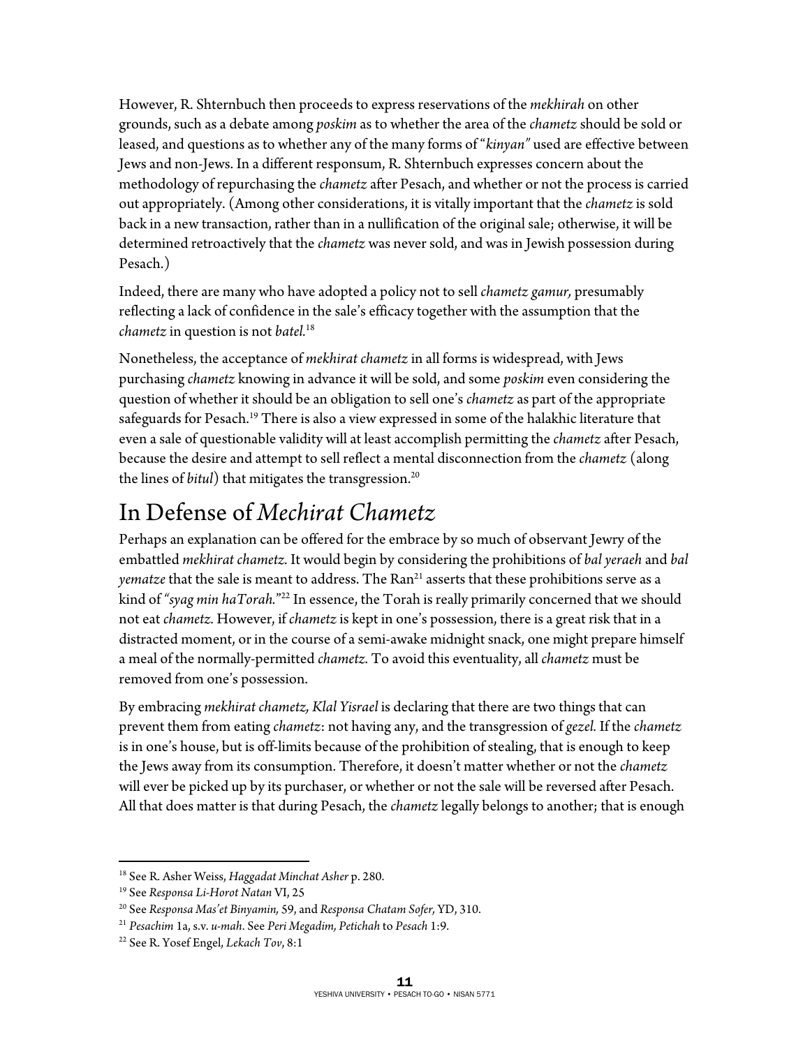However, R. Shternbuch then proceeds to express reservations of the *mekhirah* on other grounds, such as a debate among *poskim* as to whether the area of the *chametz* should be sold or leased, and questions as to whether any of the many forms of "*kinyan*" used are effective between Jews and non-Jews. In a different responsum, R. Shternbuch expresses concern about the methodology of repurchasing the *chametz* after Pesach, and whether or not the process is carried out appropriately. (Among other considerations, it is vitally important that the *chametz* is sold back in a new transaction, rather than in a nullification of the original sale; otherwise, it will be determined retroactively that the *chametz* was never sold, and was in Jewish possession during Pesach.)

Indeed, there are many who have adopted a policy not to sell *chametz gamur,* presumably reflecting a lack of confidence in the sale's efficacy together with the assumption that the *chametz* in question is not *batel.*[18]

Nonetheless, the acceptance of *mekhirat chametz* in all forms is widespread, with Jews purchasing *chametz* knowing in advance it will be sold, and some *poskim* even considering the question of whether it should be an obligation to sell one's *chametz* as part of the appropriate safeguards for Pesach.[19] There is also a view expressed in some of the halakhic literature that even a sale of questionable validity will at least accomplish permitting the *chametz* after Pesach, because the desire and attempt to sell reflect a mental disconnection from the *chametz* (along the lines of *bitul*) that mitigates the transgression.[20]

## In Defense of *Mechirat Chametz*

Perhaps an explanation can be offered for the embrace by so much of observant Jewry of the embattled *mekhirat chametz*. It would begin by considering the prohibitions of *bal yeraeh* and *bal yematze* that the sale is meant to address. The Ran[21] asserts that these prohibitions serve as a kind of *"syag min haTorah."*[22] In essence, the Torah is really primarily concerned that we should not eat *chametz*. However, if *chametz* is kept in one's possession, there is a great risk that in a distracted moment, or in the course of a semi-awake midnight snack, one might prepare himself a meal of the normally-permitted *chametz.* To avoid this eventuality, all *chametz* must be removed from one's possession.

By embracing *mekhirat chametz, Klal Yisrael* is declaring that there are two things that can prevent them from eating *chametz*: not having any, and the transgression of *gezel.* If the *chametz* is in one's house, but is off-limits because of the prohibition of stealing, that is enough to keep the Jews away from its consumption. Therefore, it doesn't matter whether or not the *chametz* will ever be picked up by its purchaser, or whether or not the sale will be reversed after Pesach. All that does matter is that during Pesach, the *chametz* legally belongs to another; that is enough

---

[18] See R. Asher Weiss, *Haggadat Minchat Asher* p. 280.

[19] See *Responsa Li-Horot Natan* VI, 25

[20] See *Responsa Mas'et Binyamin,* 59, and *Responsa Chatam Sofer,* YD, 310.

[21] *Pesachim* 1a, s.v. *u-mah*. See *Peri Megadim, Petichah* to *Pesach* 1:9.

[22] See R. Yosef Engel, *Lekach Tov*, 8:1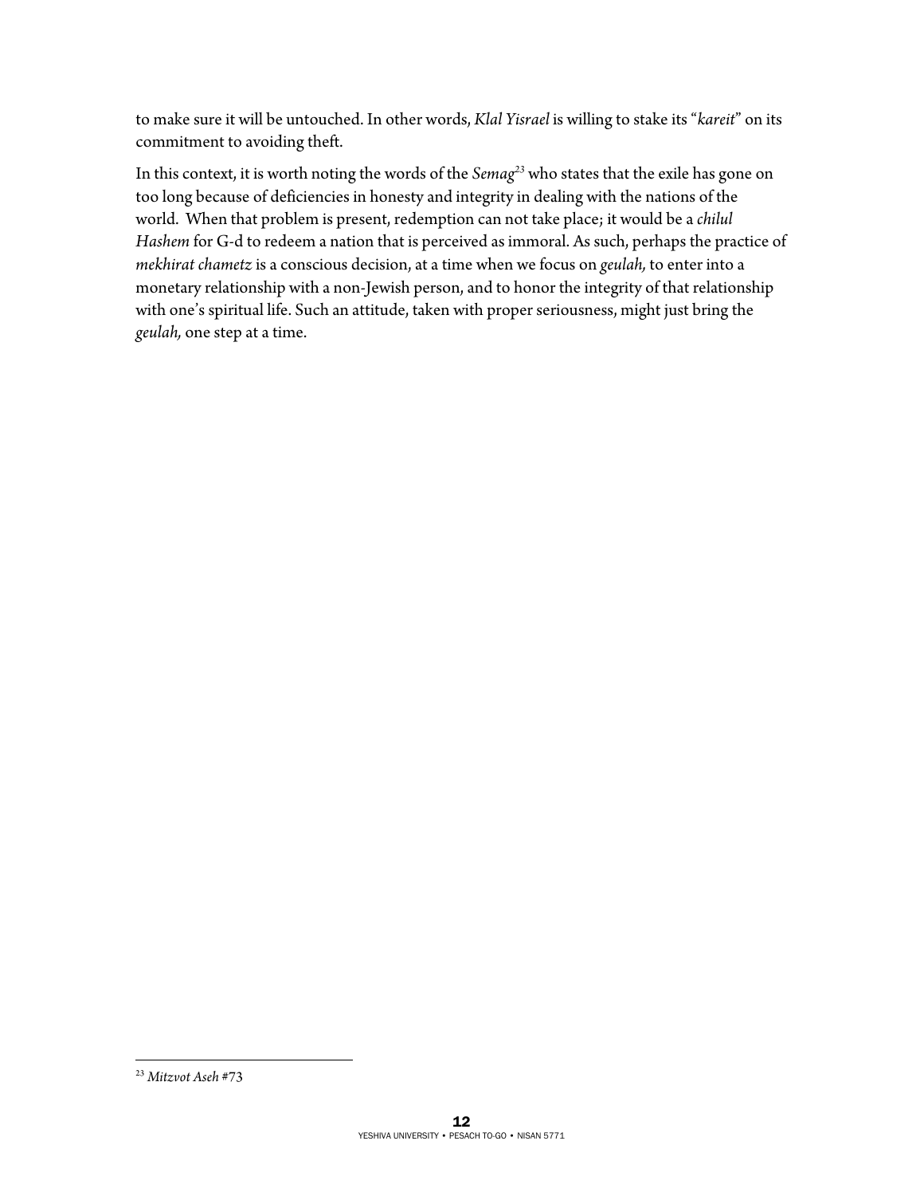to make sure it will be untouched. In other words, *Klal Yisrael* is willing to stake its "*kareit*" on its commitment to avoiding theft.

In this context, it is worth noting the words of the *Semag*[23] who states that the exile has gone on too long because of deficiencies in honesty and integrity in dealing with the nations of the world. When that problem is present, redemption can not take place; it would be a *chilul Hashem* for G-d to redeem a nation that is perceived as immoral. As such, perhaps the practice of *mekhirat chametz* is a conscious decision, at a time when we focus on *geulah,* to enter into a monetary relationship with a non-Jewish person, and to honor the integrity of that relationship with one's spiritual life. Such an attitude, taken with proper seriousness, might just bring the *geulah,* one step at a time.

[23] *Mitzvot Aseh* #73